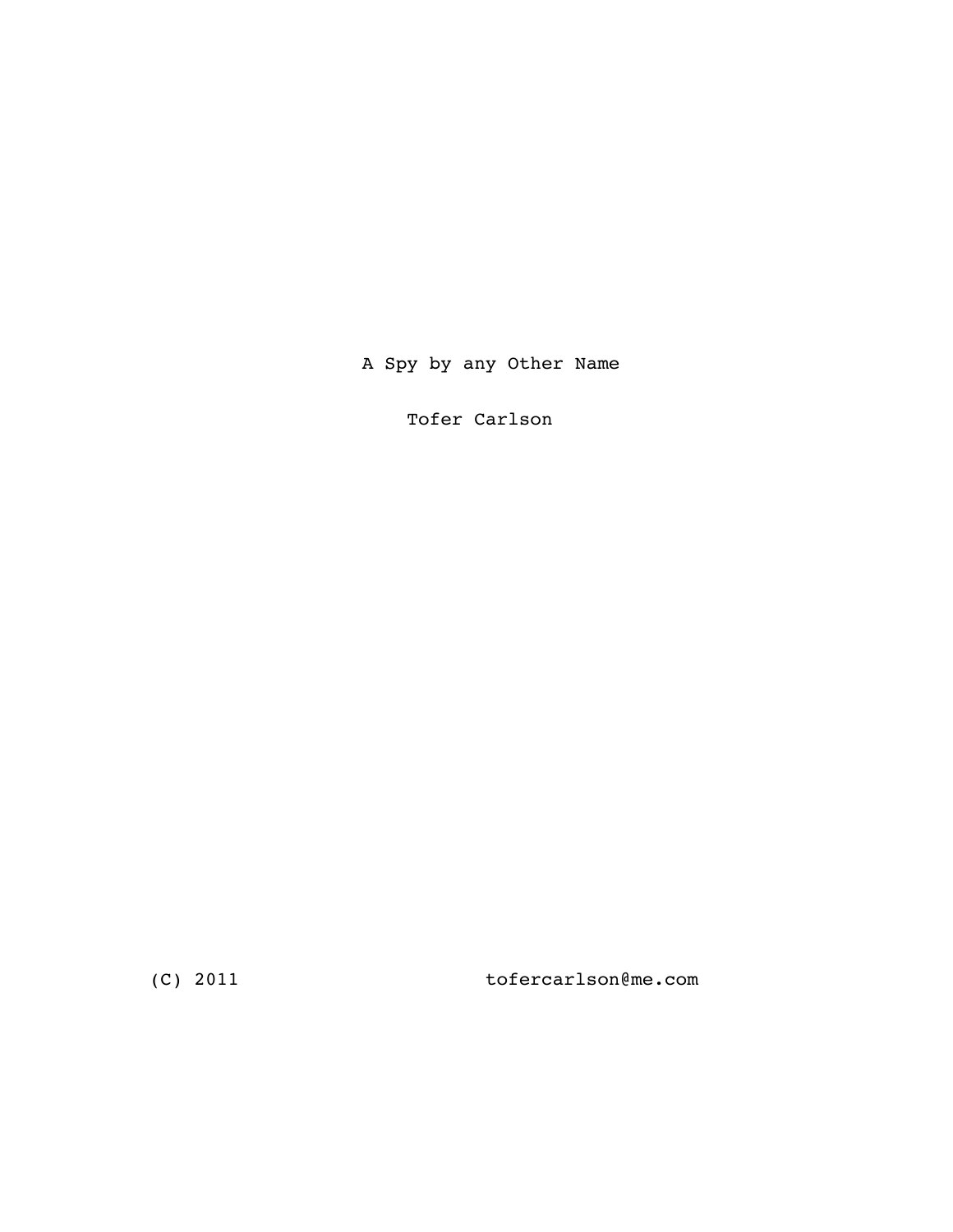# A Spy by any Other Name

Tofer Carlson

(C) 2011 tofercarlson@me.com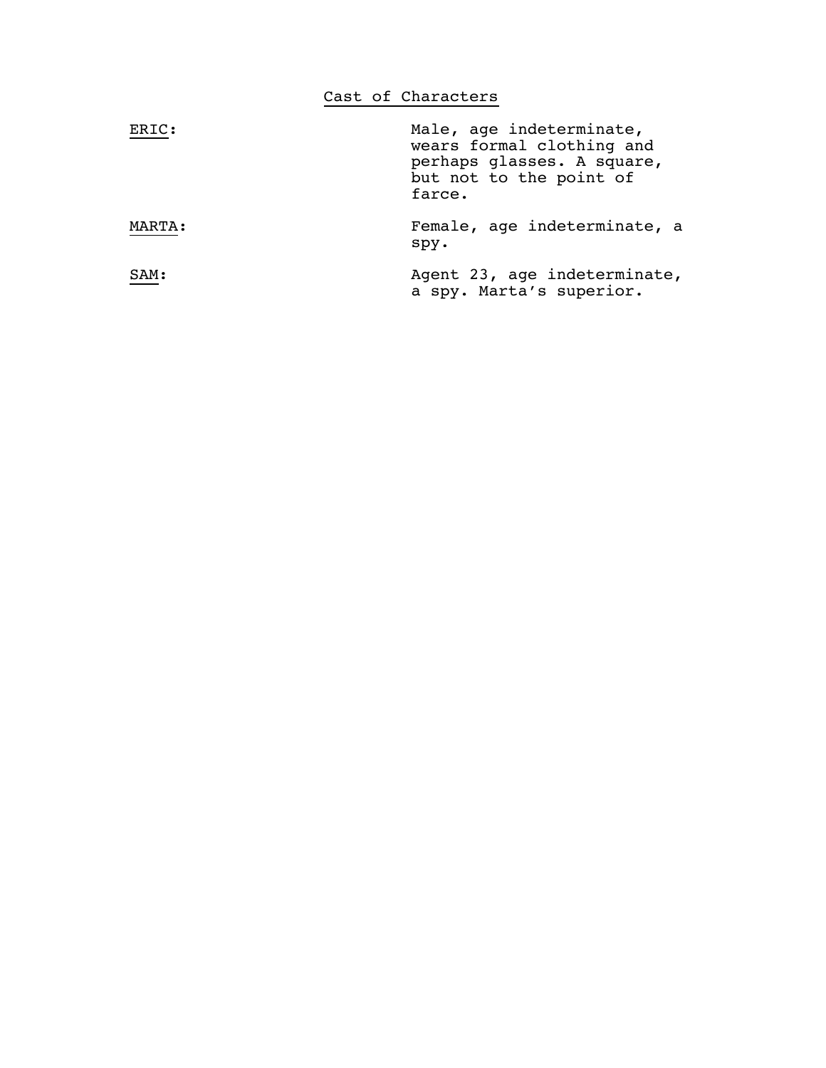## Cast of Characters

| | |
|---|---|
| ERIC: | Male, age indeterminate, wears formal clothing and perhaps glasses. A square, but not to the point of farce. |
| MARTA: | Female, age indeterminate, a spy. |
| SAM: | Agent 23, age indeterminate, a spy. Marta's superior. |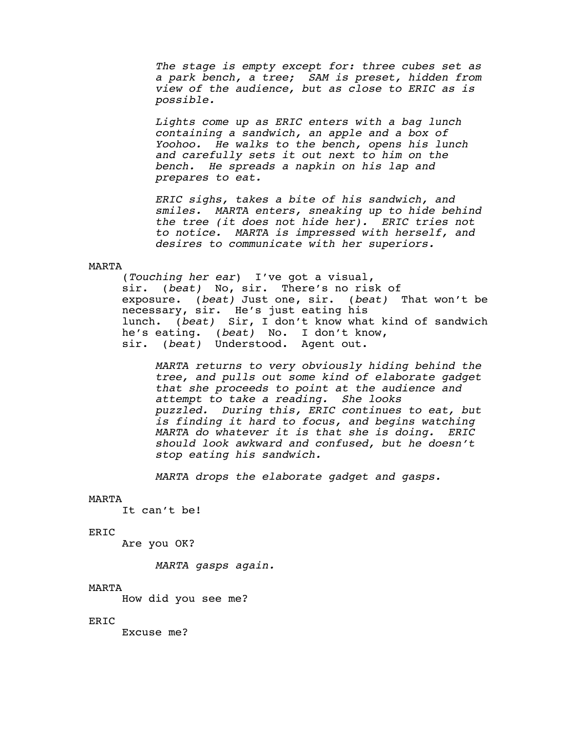*The stage is empty except for: three cubes set as a park bench, a tree; SAM is preset, hidden from view of the audience, but as close to ERIC as is possible.*

*Lights come up as ERIC enters with a bag lunch containing a sandwich, an apple and a box of Yoohoo. He walks to the bench, opens his lunch and carefully sets it out next to him on the bench. He spreads a napkin on his lap and prepares to eat.*

*ERIC sighs, takes a bite of his sandwich, and smiles. MARTA enters, sneaking up to hide behind the tree (it does not hide her). ERIC tries not to notice. MARTA is impressed with herself, and desires to communicate with her superiors.*

MARTA

(*Touching her ear*) I've got a visual, sir. (*beat)* No, sir. There's no risk of exposure. (*beat)* Just one, sir. (*beat)* That won't be necessary, sir. He's just eating his lunch. (*beat)* Sir, I don't know what kind of sandwich he's eating. (*beat)* No. I don't know, sir. (*beat)* Understood. Agent out.

*MARTA returns to very obviously hiding behind the tree, and pulls out some kind of elaborate gadget that she proceeds to point at the audience and attempt to take a reading. She looks puzzled. During this, ERIC continues to eat, but is finding it hard to focus, and begins watching MARTA do whatever it is that she is doing. ERIC should look awkward and confused, but he doesn't stop eating his sandwich.*

*MARTA drops the elaborate gadget and gasps.*

MARTA

It can't be!

ERIC

Are you OK?

*MARTA gasps again.*

MARTA

How did you see me?

ERIC

Excuse me?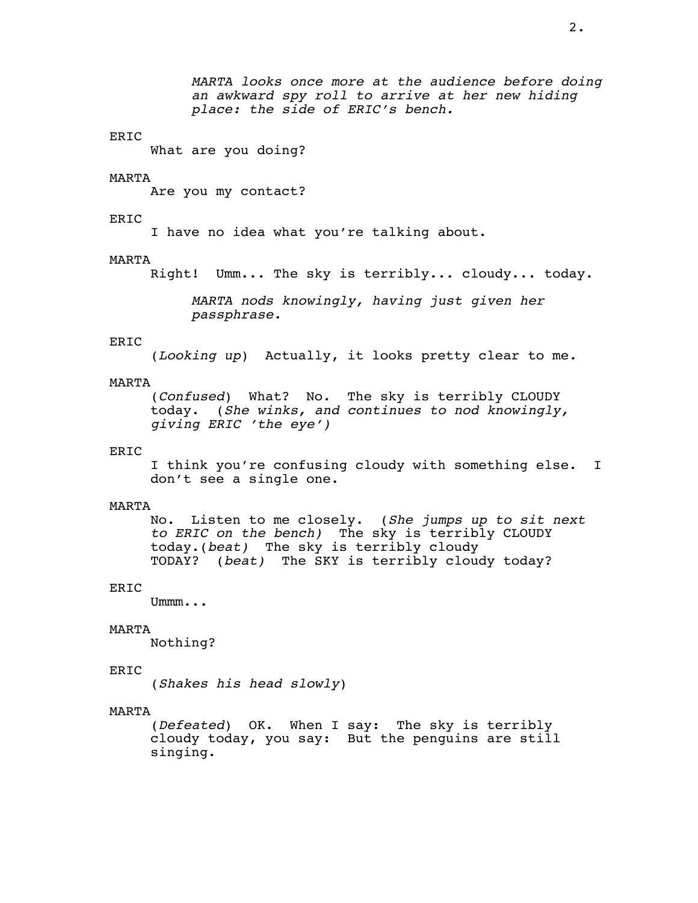*MARTA looks once more at the audience before doing an awkward spy roll to arrive at her new hiding place: the side of ERIC's bench.*

ERIC

What are you doing?

MARTA

Are you my contact?

ERIC

I have no idea what you're talking about.

MARTA

Right!  Umm... The sky is terribly... cloudy... today.

*MARTA nods knowingly, having just given her passphrase.*

ERIC

(*Looking up*)  Actually, it looks pretty clear to me.

MARTA

(*Confused*)  What?  No.  The sky is terribly CLOUDY today.  (*She winks, and continues to nod knowingly, giving ERIC 'the eye')*

ERIC

I think you're confusing cloudy with something else.  I don't see a single one.

MARTA

No.  Listen to me closely.  (*She jumps up to sit next to ERIC on the bench)*  The sky is terribly CLOUDY today.(*beat)*  The sky is terribly cloudy TODAY?  (*beat)*  The SKY is terribly cloudy today?

ERIC

Ummm...

MARTA

Nothing?

ERIC

(*Shakes his head slowly*)

MARTA

(*Defeated*)  OK.  When I say:  The sky is terribly cloudy today, you say:  But the penguins are still singing.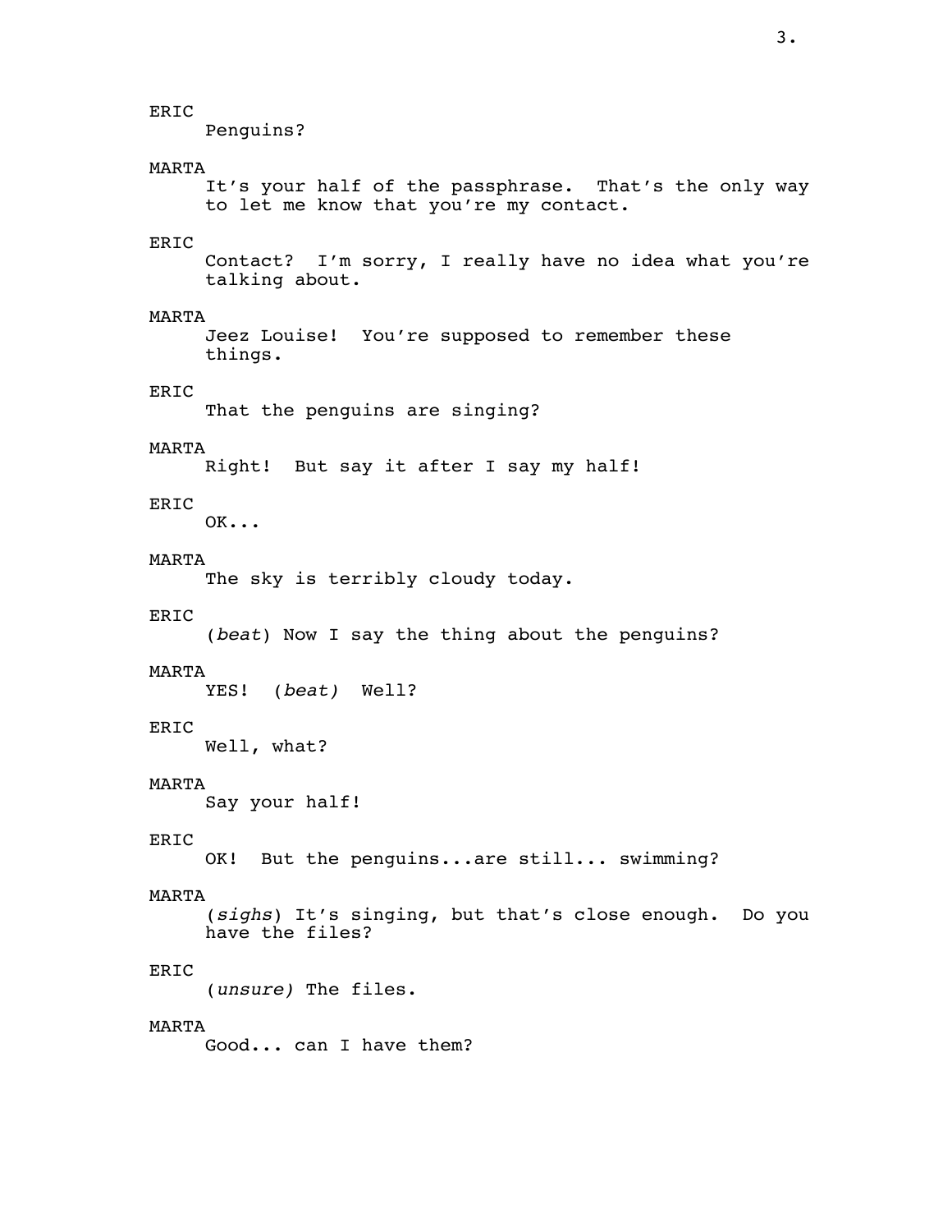ERIC

Penguins?

MARTA

It's your half of the passphrase. That's the only way to let me know that you're my contact.

ERIC

Contact? I'm sorry, I really have no idea what you're talking about.

MARTA

Jeez Louise! You're supposed to remember these things.

ERIC

That the penguins are singing?

MARTA

Right! But say it after I say my half!

ERIC

OK...

MARTA

The sky is terribly cloudy today.

ERIC

(*beat*) Now I say the thing about the penguins?

MARTA

YES! (*beat*) Well?

ERIC

Well, what?

MARTA

Say your half!

ERIC

OK! But the penguins...are still... swimming?

MARTA

(*sighs*) It's singing, but that's close enough. Do you have the files?

ERIC

(*unsure*) The files.

MARTA

Good... can I have them?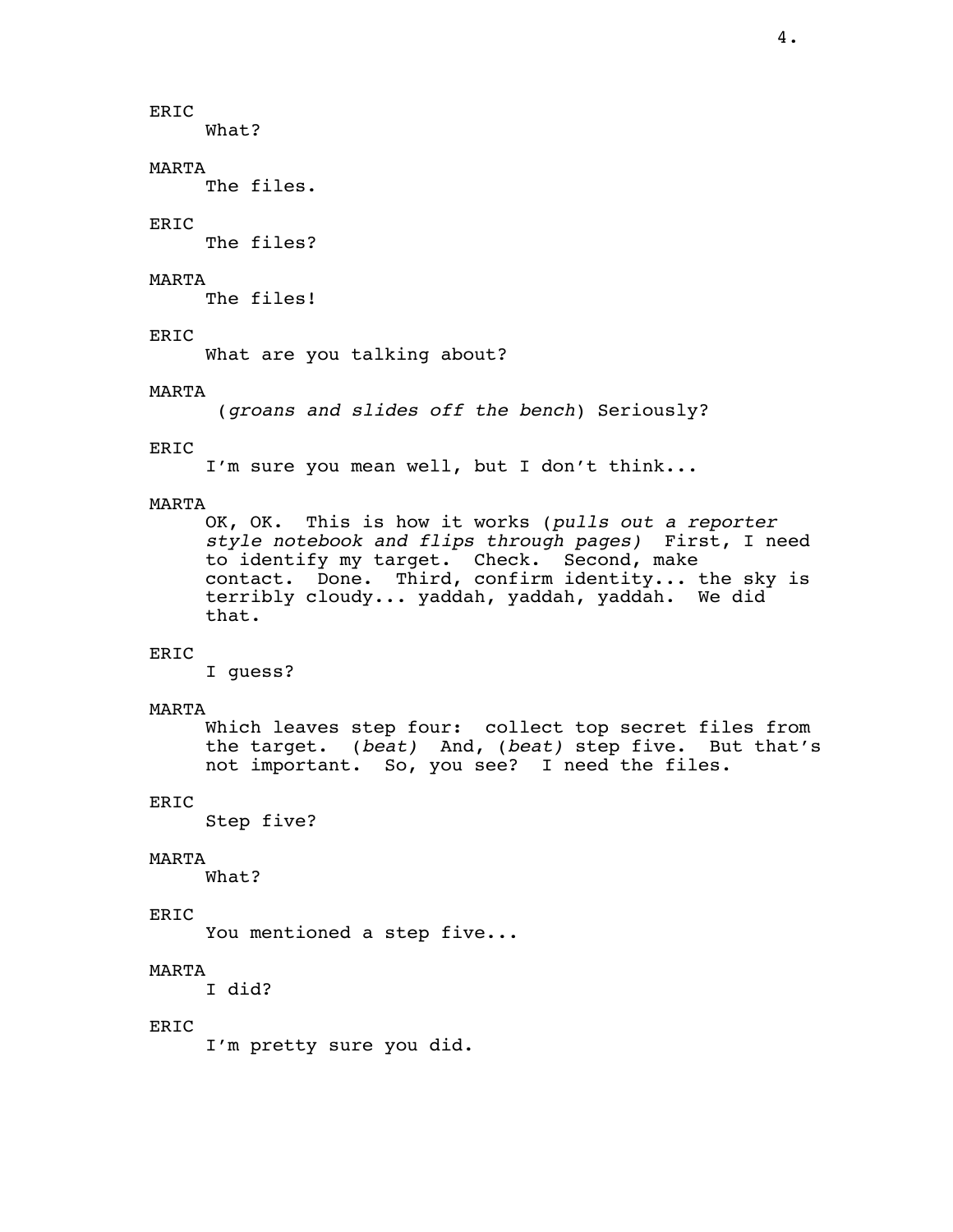ERIC

What?

MARTA

The files.

ERIC

The files?

MARTA

The files!

ERIC

What are you talking about?

MARTA

(*groans and slides off the bench*) Seriously?

ERIC

I'm sure you mean well, but I don't think...

MARTA

OK, OK. This is how it works (*pulls out a reporter style notebook and flips through pages)* First, I need to identify my target. Check. Second, make contact. Done. Third, confirm identity... the sky is terribly cloudy... yaddah, yaddah, yaddah. We did that.

ERIC

I guess?

MARTA

Which leaves step four: collect top secret files from the target. (*beat)* And, (*beat)* step five. But that's not important. So, you see? I need the files.

ERIC

Step five?

MARTA

What?

ERIC

You mentioned a step five...

MARTA

I did?

ERIC

I'm pretty sure you did.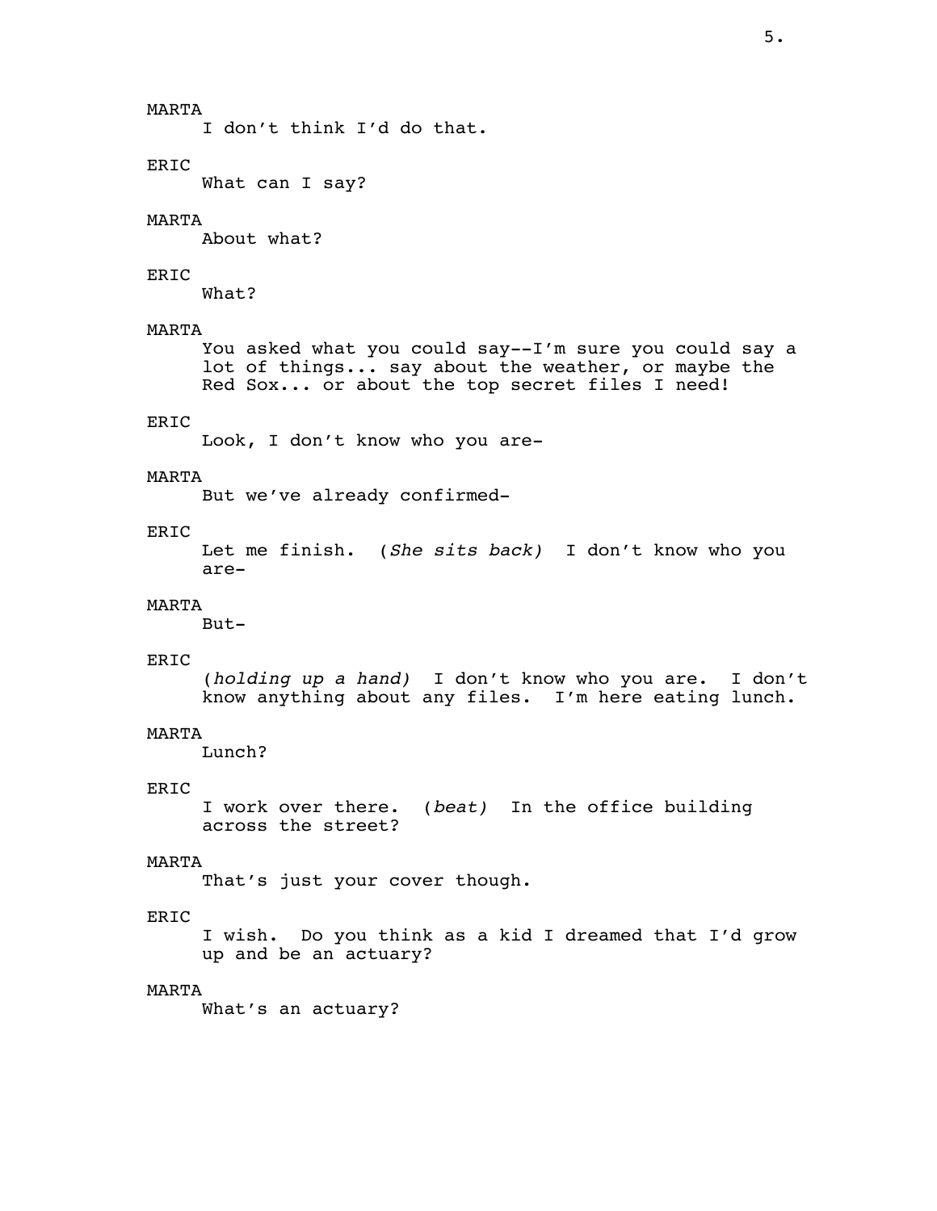MARTA

I don't think I'd do that.

ERIC

What can I say?

MARTA

About what?

ERIC

What?

MARTA

You asked what you could say--I'm sure you could say a lot of things... say about the weather, or maybe the Red Sox... or about the top secret files I need!

ERIC

Look, I don't know who you are-

MARTA

But we've already confirmed-

ERIC

Let me finish. *(She sits back)* I don't know who you are-

MARTA

But-

ERIC

*(holding up a hand)* I don't know who you are. I don't know anything about any files. I'm here eating lunch.

MARTA

Lunch?

ERIC

I work over there. *(beat)* In the office building across the street?

MARTA

That's just your cover though.

ERIC

I wish. Do you think as a kid I dreamed that I'd grow up and be an actuary?

MARTA

What's an actuary?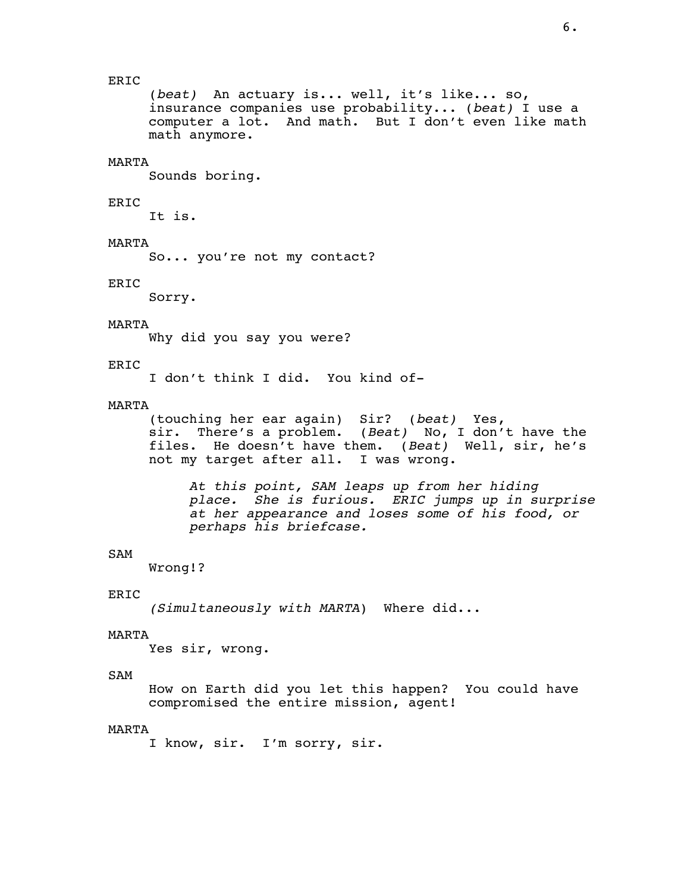ERIC

*(beat)* An actuary is... well, it's like... so, insurance companies use probability... *(beat)* I use a computer a lot. And math. But I don't even like math math anymore.

MARTA

Sounds boring.

ERIC

It is.

MARTA

So... you're not my contact?

ERIC

Sorry.

MARTA

Why did you say you were?

ERIC

I don't think I did. You kind of-

MARTA

(touching her ear again) Sir? *(beat)* Yes, sir. There's a problem. *(Beat)* No, I don't have the files. He doesn't have them. *(Beat)* Well, sir, he's not my target after all. I was wrong.

*At this point, SAM leaps up from her hiding place. She is furious. ERIC jumps up in surprise at her appearance and loses some of his food, or perhaps his briefcase.*

SAM

Wrong!?

ERIC

*(Simultaneously with MARTA)* Where did...

MARTA

Yes sir, wrong.

SAM

How on Earth did you let this happen? You could have compromised the entire mission, agent!

MARTA

I know, sir. I'm sorry, sir.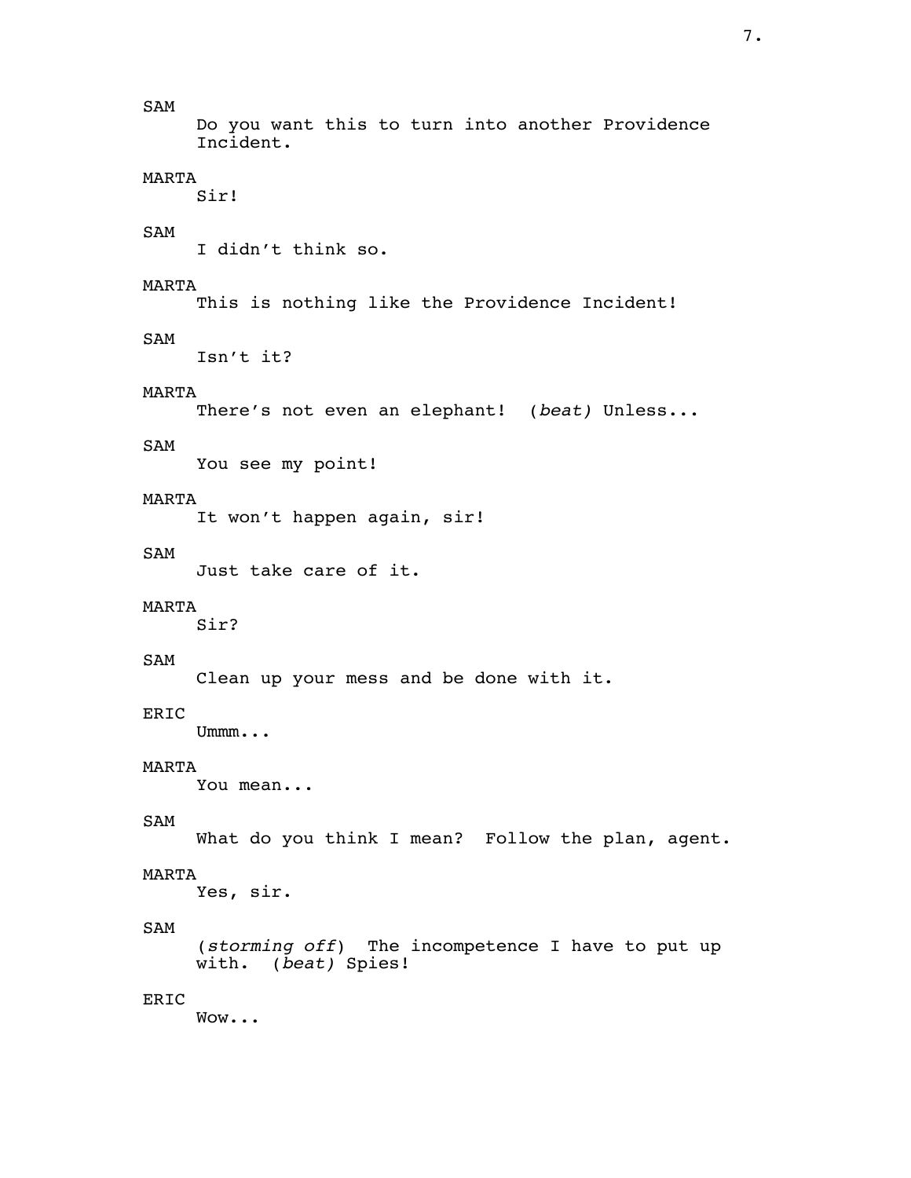SAM

Do you want this to turn into another Providence Incident.

MARTA

Sir!

SAM

I didn't think so.

MARTA

This is nothing like the Providence Incident!

SAM

Isn't it?

MARTA

There's not even an elephant! *(beat)* Unless...

SAM

You see my point!

MARTA

It won't happen again, sir!

SAM

Just take care of it.

MARTA

Sir?

SAM

Clean up your mess and be done with it.

ERIC

Ummm...

MARTA

You mean...

SAM

What do you think I mean? Follow the plan, agent.

MARTA

Yes, sir.

SAM

(*storming off*) The incompetence I have to put up with. *(beat)* Spies!

ERIC

Wow...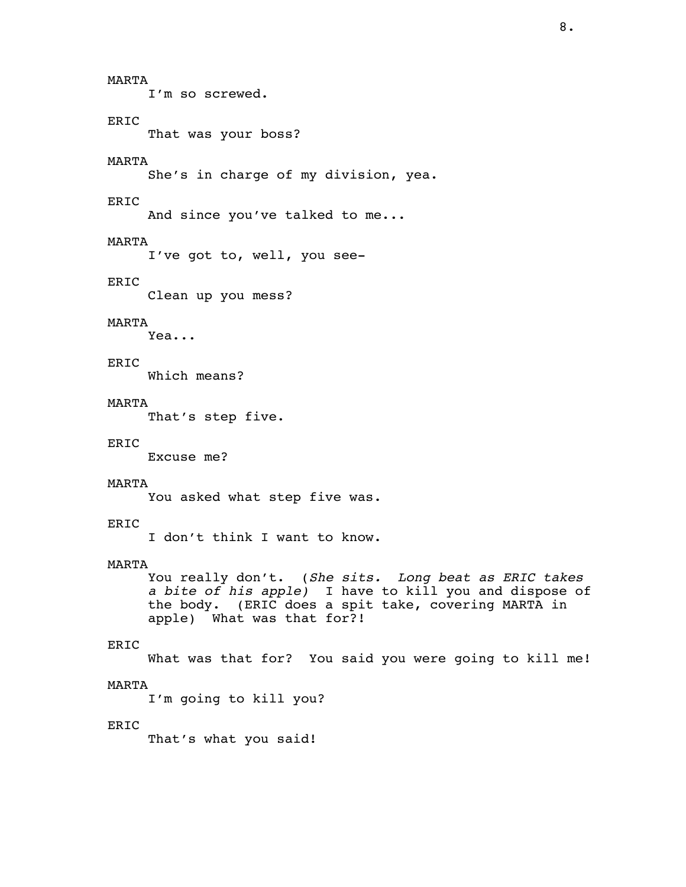MARTA

I'm so screwed.

ERIC

That was your boss?

MARTA

She's in charge of my division, yea.

ERIC

And since you've talked to me...

MARTA

I've got to, well, you see-

ERIC

Clean up you mess?

MARTA

Yea...

ERIC

Which means?

MARTA

That's step five.

ERIC

Excuse me?

MARTA

You asked what step five was.

ERIC

I don't think I want to know.

MARTA

You really don't. (*She sits. Long beat as ERIC takes a bite of his apple)* I have to kill you and dispose of the body. (ERIC does a spit take, covering MARTA in apple) What was that for?!

ERIC

What was that for? You said you were going to kill me!

MARTA

I'm going to kill you?

ERIC

That's what you said!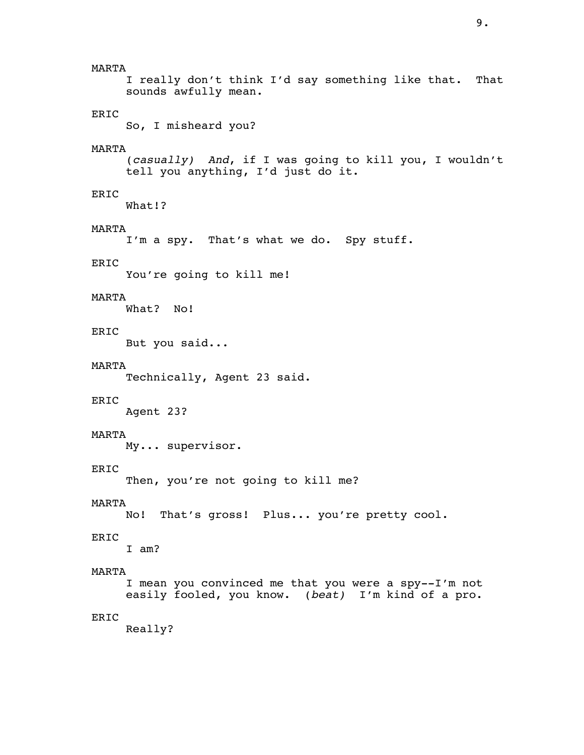MARTA

I really don't think I'd say something like that. That sounds awfully mean.

ERIC

So, I misheard you?

MARTA

*(casually)* *And*, if I was going to kill you, I wouldn't tell you anything, I'd just do it.

ERIC

What!?

MARTA

I'm a spy. That's what we do. Spy stuff.

ERIC

You're going to kill me!

MARTA

What? No!

ERIC

But you said...

MARTA

Technically, Agent 23 said.

ERIC

Agent 23?

MARTA

My... supervisor.

ERIC

Then, you're not going to kill me?

MARTA

No! That's gross! Plus... you're pretty cool.

ERIC

I am?

MARTA

I mean you convinced me that you were a spy--I'm not easily fooled, you know. *(beat)* I'm kind of a pro.

ERIC

Really?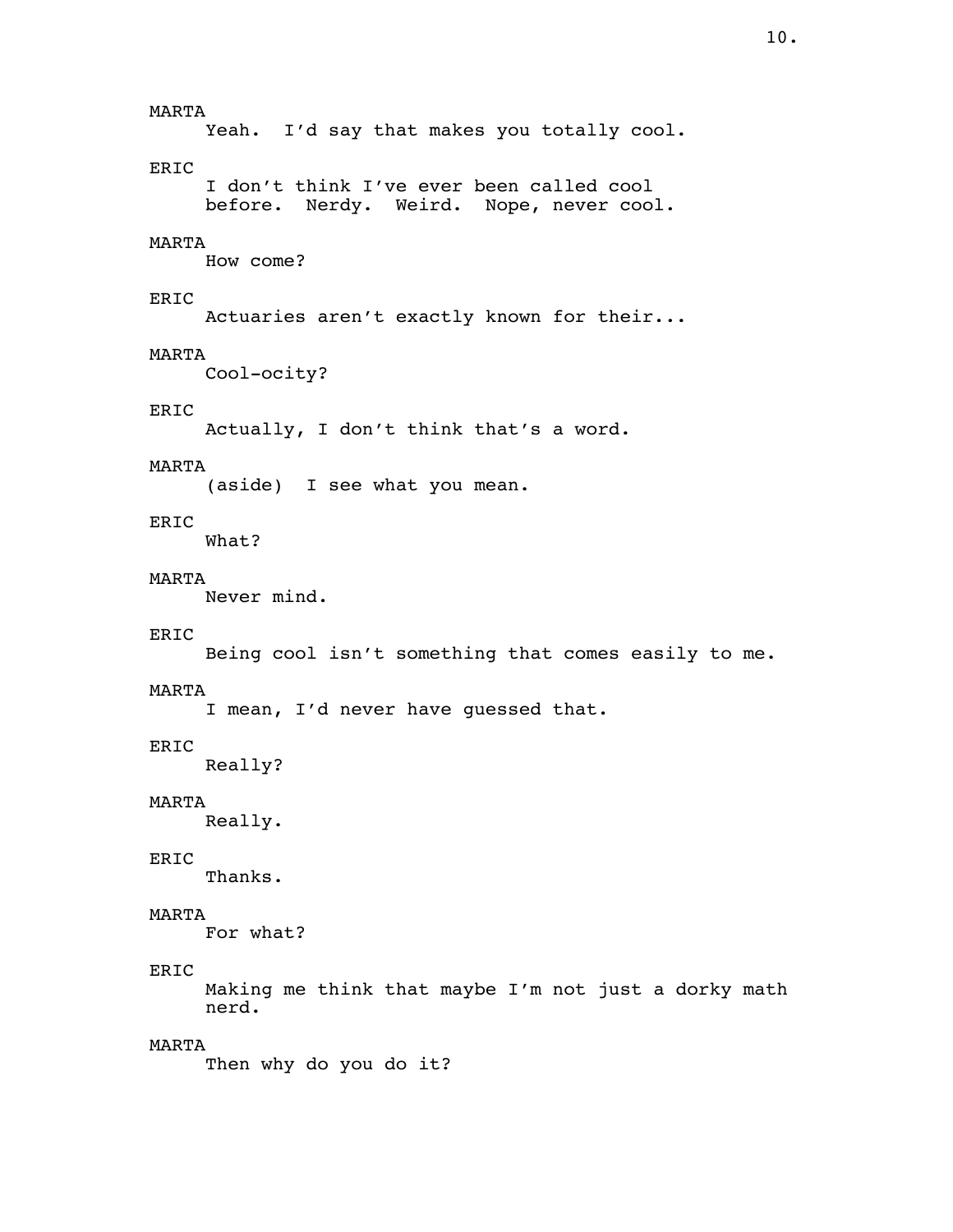MARTA

Yeah. I'd say that makes you totally cool.

ERIC

I don't think I've ever been called cool before. Nerdy. Weird. Nope, never cool.

MARTA

How come?

ERIC

Actuaries aren't exactly known for their...

MARTA

Cool-ocity?

ERIC

Actually, I don't think that's a word.

MARTA

(aside) I see what you mean.

ERIC

What?

MARTA

Never mind.

ERIC

Being cool isn't something that comes easily to me.

MARTA

I mean, I'd never have guessed that.

ERIC

Really?

MARTA

Really.

ERIC

Thanks.

MARTA

For what?

ERIC

Making me think that maybe I'm not just a dorky math nerd.

MARTA

Then why do you do it?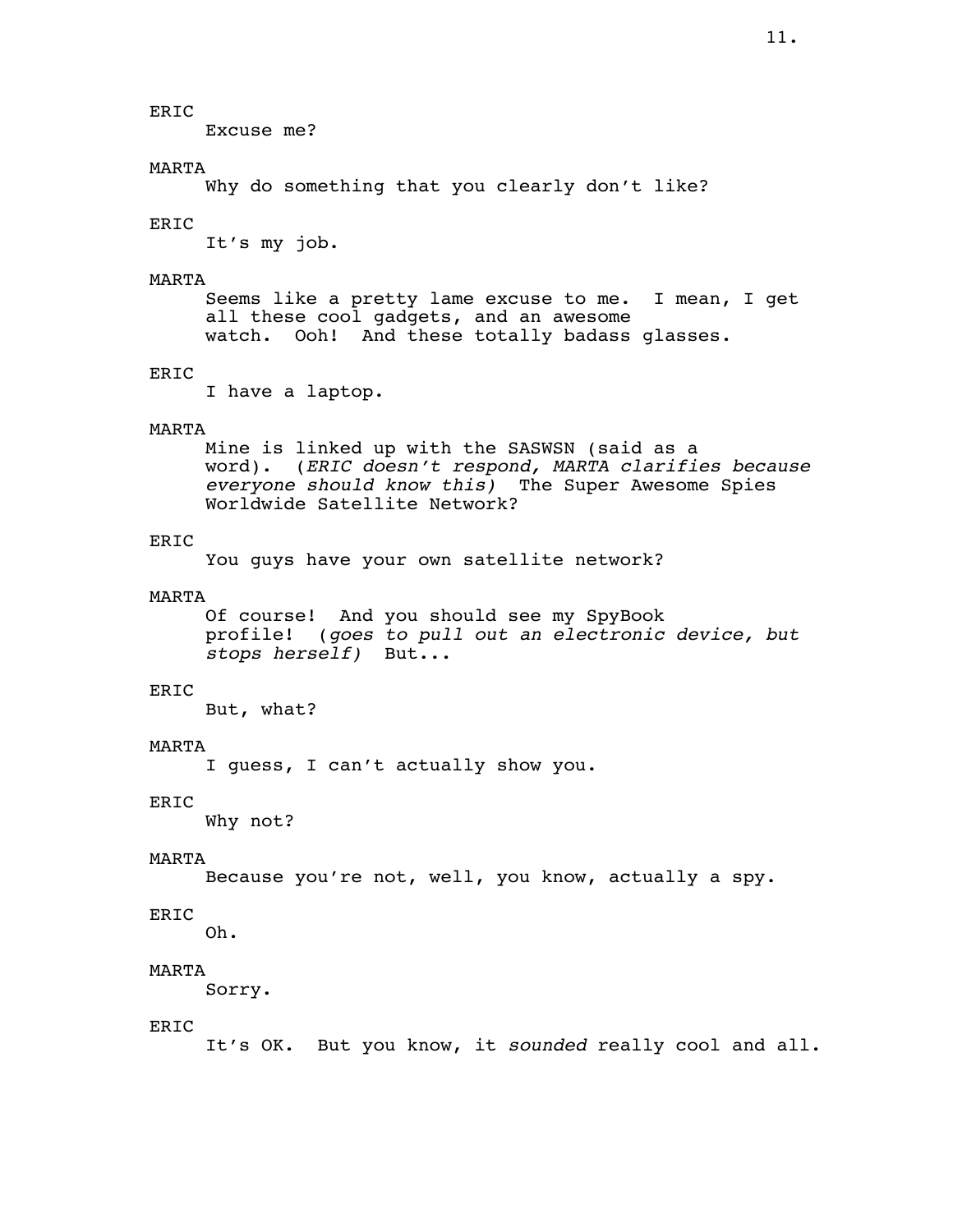ERIC

Excuse me?

MARTA

Why do something that you clearly don't like?

ERIC

It's my job.

MARTA

Seems like a pretty lame excuse to me. I mean, I get all these cool gadgets, and an awesome watch. Ooh! And these totally badass glasses.

ERIC

I have a laptop.

MARTA

Mine is linked up with the SASWSN (said as a word). (*ERIC doesn't respond, MARTA clarifies because everyone should know this)* The Super Awesome Spies Worldwide Satellite Network?

ERIC

You guys have your own satellite network?

MARTA

Of course! And you should see my SpyBook profile! (*goes to pull out an electronic device, but stops herself)* But...

ERIC

But, what?

MARTA

I guess, I can't actually show you.

ERIC

Why not?

MARTA

Because you're not, well, you know, actually a spy.

ERIC

Oh.

MARTA

Sorry.

ERIC

It's OK. But you know, it *sounded* really cool and all.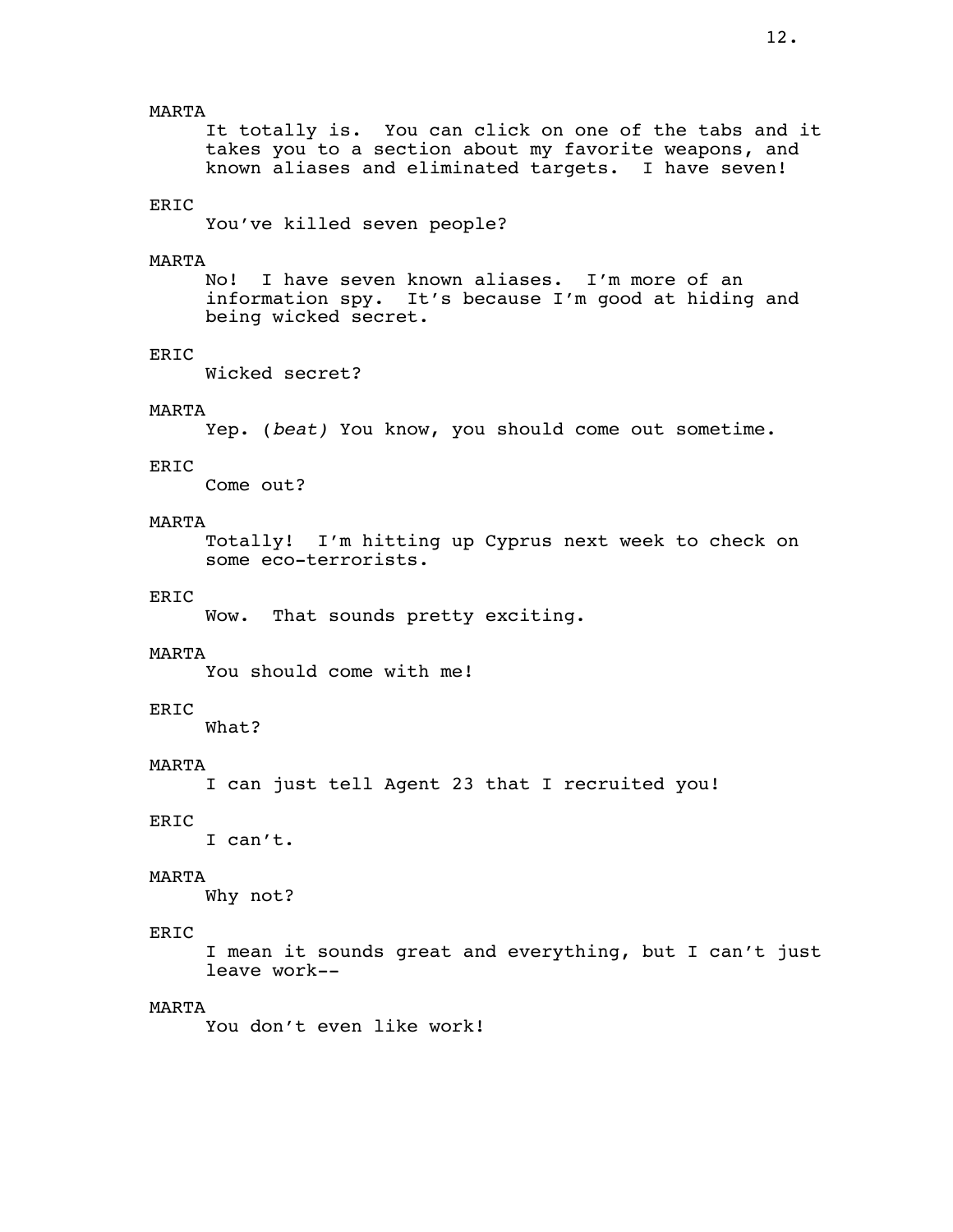MARTA

It totally is. You can click on one of the tabs and it takes you to a section about my favorite weapons, and known aliases and eliminated targets. I have seven!

ERIC

You've killed seven people?

MARTA

No! I have seven known aliases. I'm more of an information spy. It's because I'm good at hiding and being wicked secret.

ERIC

Wicked secret?

MARTA

Yep. (*beat*) You know, you should come out sometime.

ERIC

Come out?

MARTA

Totally! I'm hitting up Cyprus next week to check on some eco-terrorists.

ERIC

Wow. That sounds pretty exciting.

MARTA

You should come with me!

ERIC

What?

MARTA

I can just tell Agent 23 that I recruited you!

ERIC

I can't.

MARTA

Why not?

ERIC

I mean it sounds great and everything, but I can't just leave work--

MARTA

You don't even like work!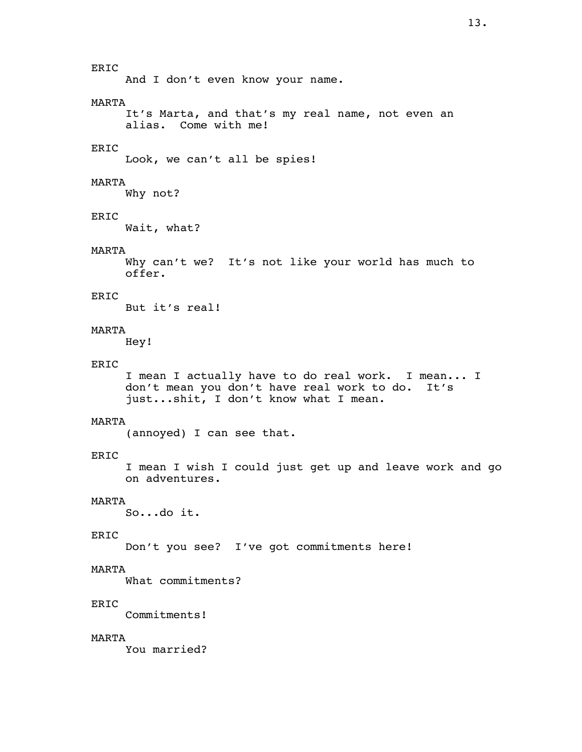ERIC

And I don't even know your name.

MARTA

It's Marta, and that's my real name, not even an alias. Come with me!

ERIC

Look, we can't all be spies!

MARTA

Why not?

ERIC

Wait, what?

MARTA

Why can't we? It's not like your world has much to offer.

ERIC

But it's real!

MARTA

Hey!

ERIC

I mean I actually have to do real work. I mean... I don't mean you don't have real work to do. It's just...shit, I don't know what I mean.

MARTA

(annoyed) I can see that.

ERIC

I mean I wish I could just get up and leave work and go on adventures.

MARTA

So...do it.

ERIC

Don't you see? I've got commitments here!

MARTA

What commitments?

ERIC

Commitments!

MARTA

You married?